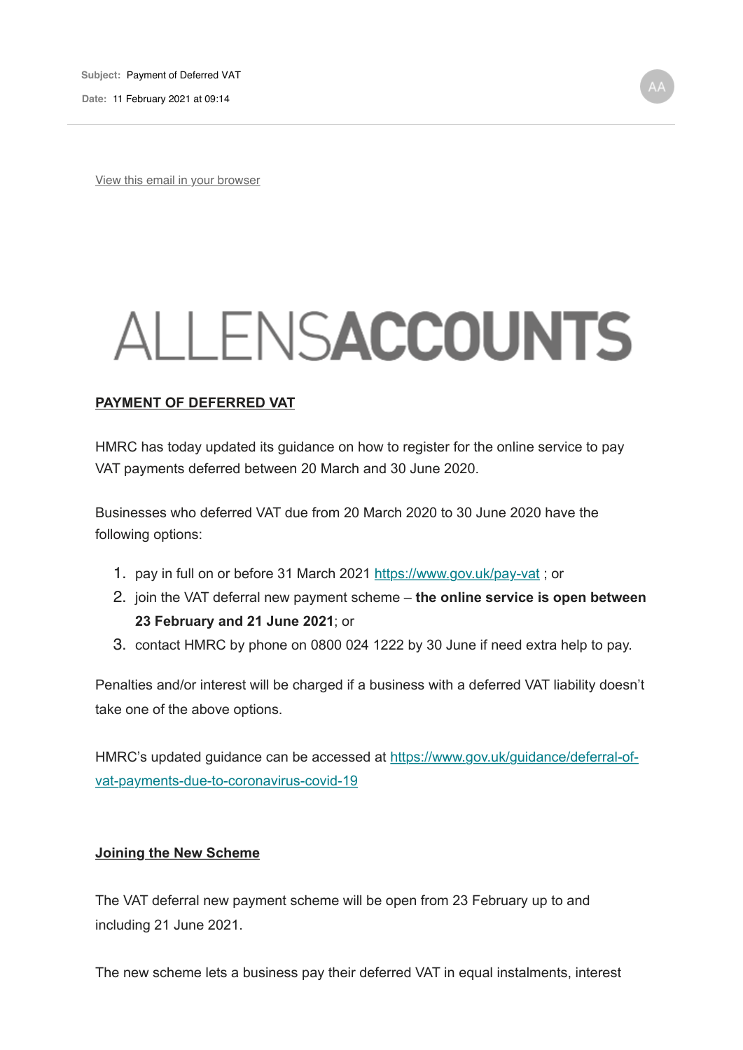**Subject:** Payment of Deferred VAT

**Date:** 11 February 2021 at 09:14

View this email in your browser

# ALLENSACCOUNTS

## PAYMENT OF DEFERRED VAT

HMRC has today updated its guidance on how to register for the online service to pay VAT payments deferred between 20 March and 30 June 2020.

Businesses who deferred VAT due from 20 March 2020 to 30 June 2020 have the following options:

1. pay in full on or before 31 March 2021 https://www.gov.uk/pay-vat ; or
2. join the VAT deferral new payment scheme – **the online service is open between 23 February and 21 June 2021**; or
3. contact HMRC by phone on 0800 024 1222 by 30 June if need extra help to pay.

Penalties and/or interest will be charged if a business with a deferred VAT liability doesn't take one of the above options.

HMRC's updated guidance can be accessed at https://www.gov.uk/guidance/deferral-of-vat-payments-due-to-coronavirus-covid-19

### Joining the New Scheme

The VAT deferral new payment scheme will be open from 23 February up to and including 21 June 2021.

The new scheme lets a business pay their deferred VAT in equal instalments, interest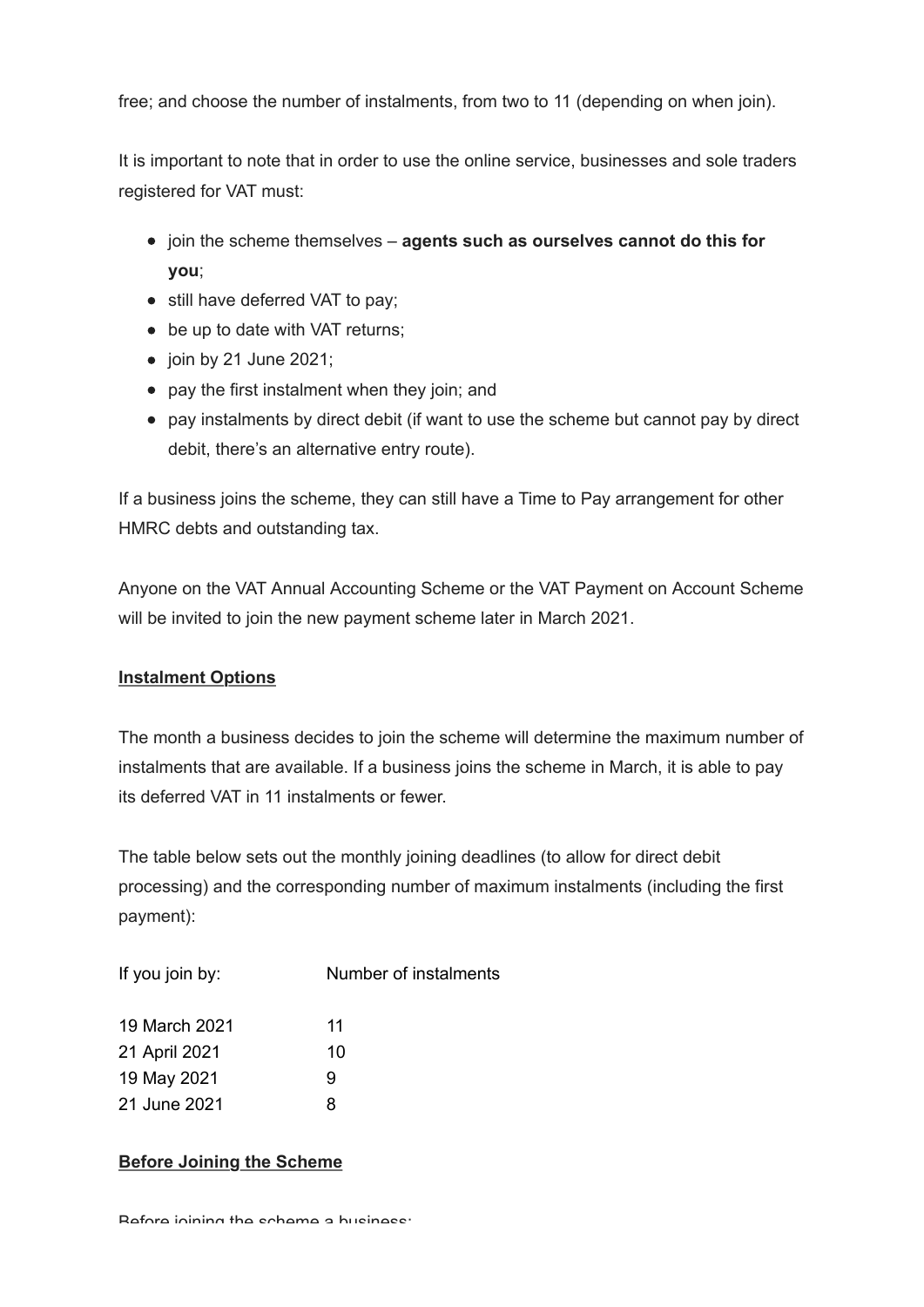free; and choose the number of instalments, from two to 11 (depending on when join).

It is important to note that in order to use the online service, businesses and sole traders registered for VAT must:

- join the scheme themselves – **agents such as ourselves cannot do this for you**;
- still have deferred VAT to pay;
- be up to date with VAT returns;
- join by 21 June 2021;
- pay the first instalment when they join; and
- pay instalments by direct debit (if want to use the scheme but cannot pay by direct debit, there's an alternative entry route).

If a business joins the scheme, they can still have a Time to Pay arrangement for other HMRC debts and outstanding tax.

Anyone on the VAT Annual Accounting Scheme or the VAT Payment on Account Scheme will be invited to join the new payment scheme later in March 2021.

**<u>Instalment Options</u>**

The month a business decides to join the scheme will determine the maximum number of instalments that are available. If a business joins the scheme in March, it is able to pay its deferred VAT in 11 instalments or fewer.

The table below sets out the monthly joining deadlines (to allow for direct debit processing) and the corresponding number of maximum instalments (including the first payment):

| If you join by: | Number of instalments |
| --- | --- |
| 19 March 2021 | 11 |
| 21 April 2021 | 10 |
| 19 May 2021 | 9 |
| 21 June 2021 | 8 |

**<u>Before Joining the Scheme</u>**

Before joining the scheme a business: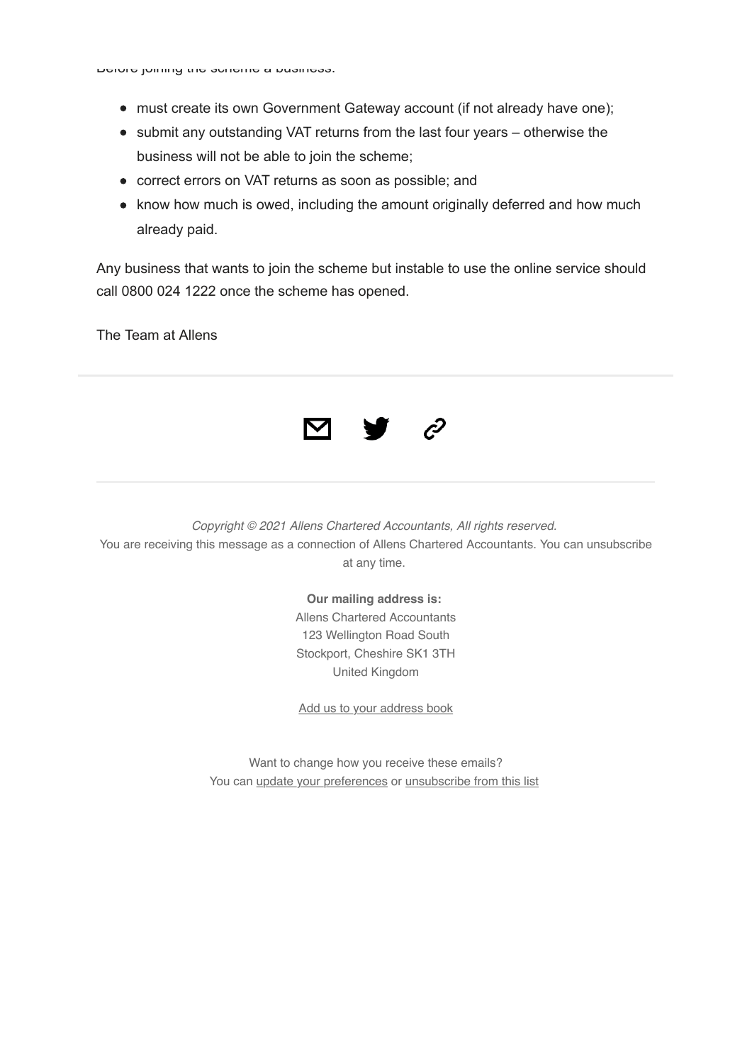Before joining the scheme a business:

- must create its own Government Gateway account (if not already have one);
- submit any outstanding VAT returns from the last four years – otherwise the business will not be able to join the scheme;
- correct errors on VAT returns as soon as possible; and
- know how much is owed, including the amount originally deferred and how much already paid.

Any business that wants to join the scheme but instable to use the online service should call 0800 024 1222 once the scheme has opened.

The Team at Allens

---

*Copyright © 2021 Allens Chartered Accountants, All rights reserved.*
You are receiving this message as a connection of Allens Chartered Accountants. You can unsubscribe at any time.

**Our mailing address is:**
Allens Chartered Accountants
123 Wellington Road South
Stockport, Cheshire SK1 3TH
United Kingdom

Add us to your address book

Want to change how you receive these emails?
You can update your preferences or unsubscribe from this list